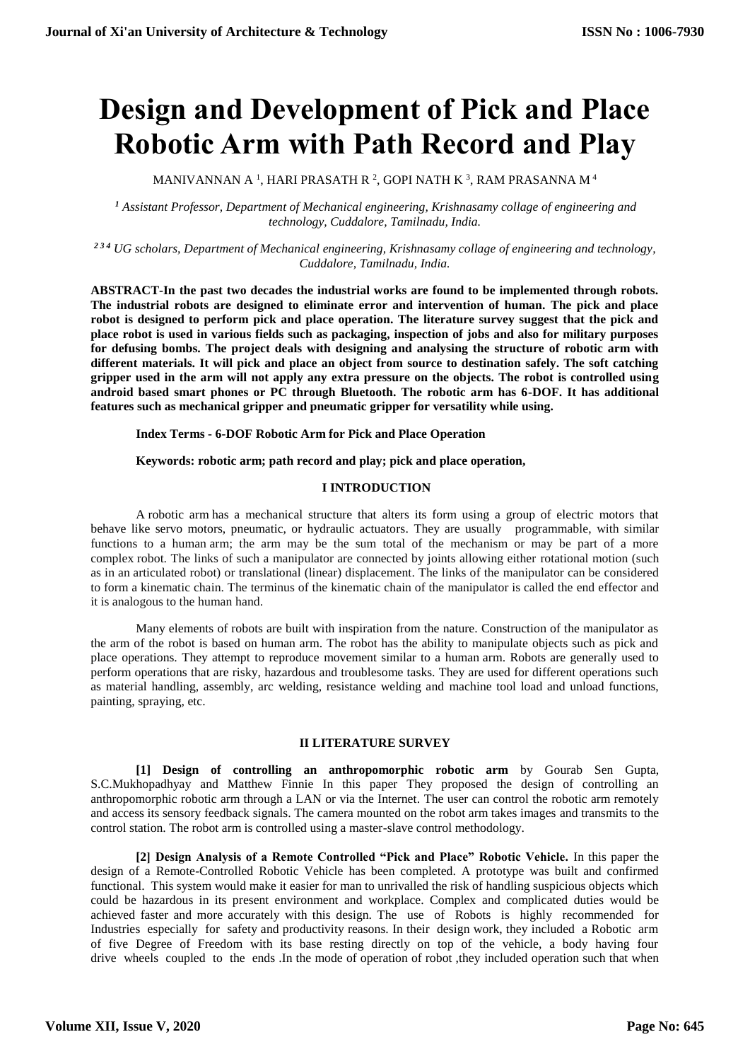# Design and Development of Pick and Place Robotic Arm with Path Record and Play

MANIVANNAN A [1], HARI PRASATH R [2], GOPI NATH K [3], RAM PRASANNA M [4]

*[1] Assistant Professor, Department of Mechanical engineering, Krishnasamy collage of engineering and technology, Cuddalore, Tamilnadu, India.*

*[2 3 4] UG scholars, Department of Mechanical engineering, Krishnasamy collage of engineering and technology, Cuddalore, Tamilnadu, India.*

**ABSTRACT-In the past two decades the industrial works are found to be implemented through robots. The industrial robots are designed to eliminate error and intervention of human. The pick and place robot is designed to perform pick and place operation. The literature survey suggest that the pick and place robot is used in various fields such as packaging, inspection of jobs and also for military purposes for defusing bombs. The project deals with designing and analysing the structure of robotic arm with different materials. It will pick and place an object from source to destination safely. The soft catching gripper used in the arm will not apply any extra pressure on the objects. The robot is controlled using android based smart phones or PC through Bluetooth. The robotic arm has 6-DOF. It has additional features such as mechanical gripper and pneumatic gripper for versatility while using.**

**Index Terms - 6-DOF Robotic Arm for Pick and Place Operation**

**Keywords: robotic arm; path record and play; pick and place operation,**

## I INTRODUCTION

A robotic arm has a mechanical structure that alters its form using a group of electric motors that behave like servo motors, pneumatic, or hydraulic actuators. They are usually programmable, with similar functions to a human arm; the arm may be the sum total of the mechanism or may be part of a more complex robot. The links of such a manipulator are connected by joints allowing either rotational motion (such as in an articulated robot) or translational (linear) displacement. The links of the manipulator can be considered to form a kinematic chain. The terminus of the kinematic chain of the manipulator is called the end effector and it is analogous to the human hand.

Many elements of robots are built with inspiration from the nature. Construction of the manipulator as the arm of the robot is based on human arm. The robot has the ability to manipulate objects such as pick and place operations. They attempt to reproduce movement similar to a human arm. Robots are generally used to perform operations that are risky, hazardous and troublesome tasks. They are used for different operations such as material handling, assembly, arc welding, resistance welding and machine tool load and unload functions, painting, spraying, etc.

## II LITERATURE SURVEY

**[1] Design of controlling an anthropomorphic robotic arm** by Gourab Sen Gupta, S.C.Mukhopadhyay and Matthew Finnie In this paper They proposed the design of controlling an anthropomorphic robotic arm through a LAN or via the Internet. The user can control the robotic arm remotely and access its sensory feedback signals. The camera mounted on the robot arm takes images and transmits to the control station. The robot arm is controlled using a master-slave control methodology.

**[2] Design Analysis of a Remote Controlled "Pick and Place" Robotic Vehicle.** In this paper the design of a Remote-Controlled Robotic Vehicle has been completed. A prototype was built and confirmed functional. This system would make it easier for man to unrivalled the risk of handling suspicious objects which could be hazardous in its present environment and workplace. Complex and complicated duties would be achieved faster and more accurately with this design. The use of Robots is highly recommended for Industries especially for safety and productivity reasons. In their design work, they included a Robotic arm of five Degree of Freedom with its base resting directly on top of the vehicle, a body having four drive wheels coupled to the ends .In the mode of operation of robot ,they included operation such that when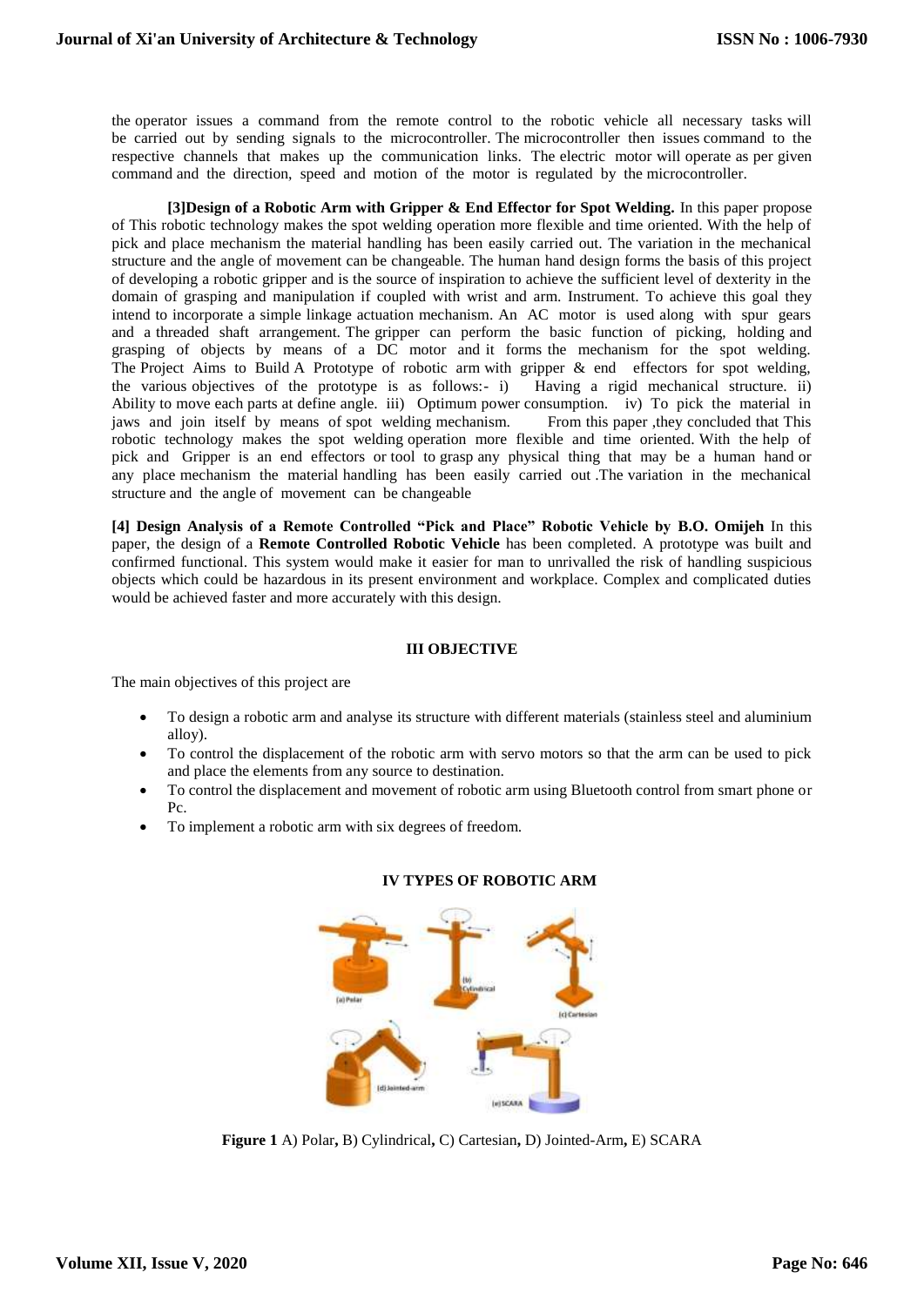the operator issues a command from the remote control to the robotic vehicle all necessary tasks will be carried out by sending signals to the microcontroller. The microcontroller then issues command to the respective channels that makes up the communication links. The electric motor will operate as per given command and the direction, speed and motion of the motor is regulated by the microcontroller.

**[3]Design of a Robotic Arm with Gripper & End Effector for Spot Welding.** In this paper propose of This robotic technology makes the spot welding operation more flexible and time oriented. With the help of pick and place mechanism the material handling has been easily carried out. The variation in the mechanical structure and the angle of movement can be changeable. The human hand design forms the basis of this project of developing a robotic gripper and is the source of inspiration to achieve the sufficient level of dexterity in the domain of grasping and manipulation if coupled with wrist and arm. Instrument. To achieve this goal they intend to incorporate a simple linkage actuation mechanism. An AC motor is used along with spur gears and a threaded shaft arrangement. The gripper can perform the basic function of picking, holding and grasping of objects by means of a DC motor and it forms the mechanism for the spot welding. The Project Aims to Build A Prototype of robotic arm with gripper & end effectors for spot welding, the various objectives of the prototype is as follows:- i) Having a rigid mechanical structure. ii) Ability to move each parts at define angle. iii) Optimum power consumption. iv) To pick the material in jaws and join itself by means of spot welding mechanism. From this paper ,they concluded that This robotic technology makes the spot welding operation more flexible and time oriented. With the help of pick and Gripper is an end effectors or tool to grasp any physical thing that may be a human hand or any place mechanism the material handling has been easily carried out .The variation in the mechanical structure and the angle of movement can be changeable

**[4] Design Analysis of a Remote Controlled "Pick and Place" Robotic Vehicle by B.O. Omijeh** In this paper, the design of a **Remote Controlled Robotic Vehicle** has been completed. A prototype was built and confirmed functional. This system would make it easier for man to unrivalled the risk of handling suspicious objects which could be hazardous in its present environment and workplace. Complex and complicated duties would be achieved faster and more accurately with this design.

## III OBJECTIVE

The main objectives of this project are

- To design a robotic arm and analyse its structure with different materials (stainless steel and aluminium alloy).
- To control the displacement of the robotic arm with servo motors so that the arm can be used to pick and place the elements from any source to destination.
- To control the displacement and movement of robotic arm using Bluetooth control from smart phone or Pc.
- To implement a robotic arm with six degrees of freedom.

## IV TYPES OF ROBOTIC ARM

**Figure 1** A) Polar**,** B) Cylindrical**,** C) Cartesian**,** D) Jointed-Arm**,** E) SCARA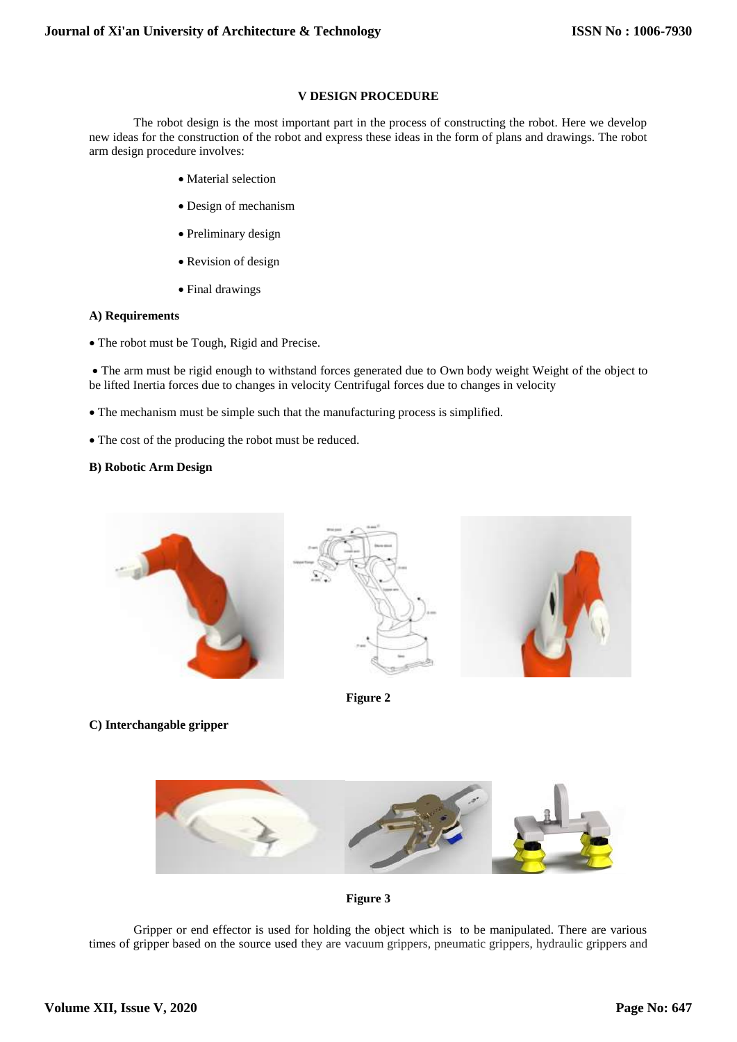## V DESIGN PROCEDURE

The robot design is the most important part in the process of constructing the robot. Here we develop new ideas for the construction of the robot and express these ideas in the form of plans and drawings. The robot arm design procedure involves:

- Material selection
- Design of mechanism
- Preliminary design
- Revision of design
- Final drawings

### A) Requirements

- The robot must be Tough, Rigid and Precise.
- The arm must be rigid enough to withstand forces generated due to Own body weight Weight of the object to be lifted Inertia forces due to changes in velocity Centrifugal forces due to changes in velocity
- The mechanism must be simple such that the manufacturing process is simplified.
- The cost of the producing the robot must be reduced.

### B) Robotic Arm Design

**Figure 2**

### C) Interchangable gripper

**Figure 3**

Gripper or end effector is used for holding the object which is to be manipulated. There are various times of gripper based on the source used they are vacuum grippers, pneumatic grippers, hydraulic grippers and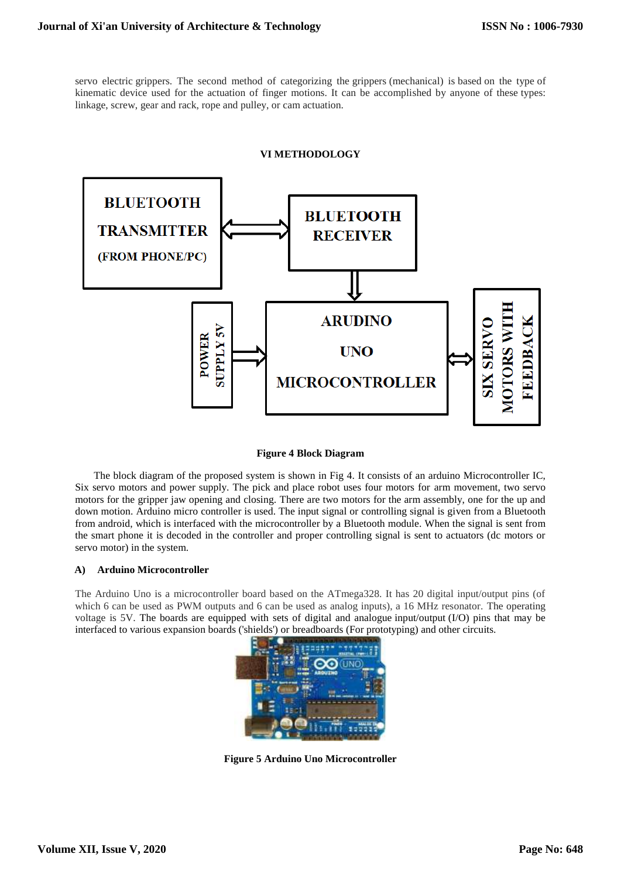servo electric grippers. The second method of categorizing the grippers (mechanical) is based on the type of kinematic device used for the actuation of finger motions. It can be accomplished by anyone of these types: linkage, screw, gear and rack, rope and pulley, or cam actuation.

## VI METHODOLOGY

**Figure 4 Block Diagram**

The block diagram of the proposed system is shown in Fig 4. It consists of an arduino Microcontroller IC, Six servo motors and power supply. The pick and place robot uses four motors for arm movement, two servo motors for the gripper jaw opening and closing. There are two motors for the arm assembly, one for the up and down motion. Arduino micro controller is used. The input signal or controlling signal is given from a Bluetooth from android, which is interfaced with the microcontroller by a Bluetooth module. When the signal is sent from the smart phone it is decoded in the controller and proper controlling signal is sent to actuators (dc motors or servo motor) in the system.

### A) Arduino Microcontroller

The Arduino Uno is a microcontroller board based on the ATmega328. It has 20 digital input/output pins (of which 6 can be used as PWM outputs and 6 can be used as analog inputs), a 16 MHz resonator. The operating voltage is 5V. The boards are equipped with sets of digital and analogue input/output (I/O) pins that may be interfaced to various expansion boards ('shields') or breadboards (For prototyping) and other circuits.

**Figure 5 Arduino Uno Microcontroller**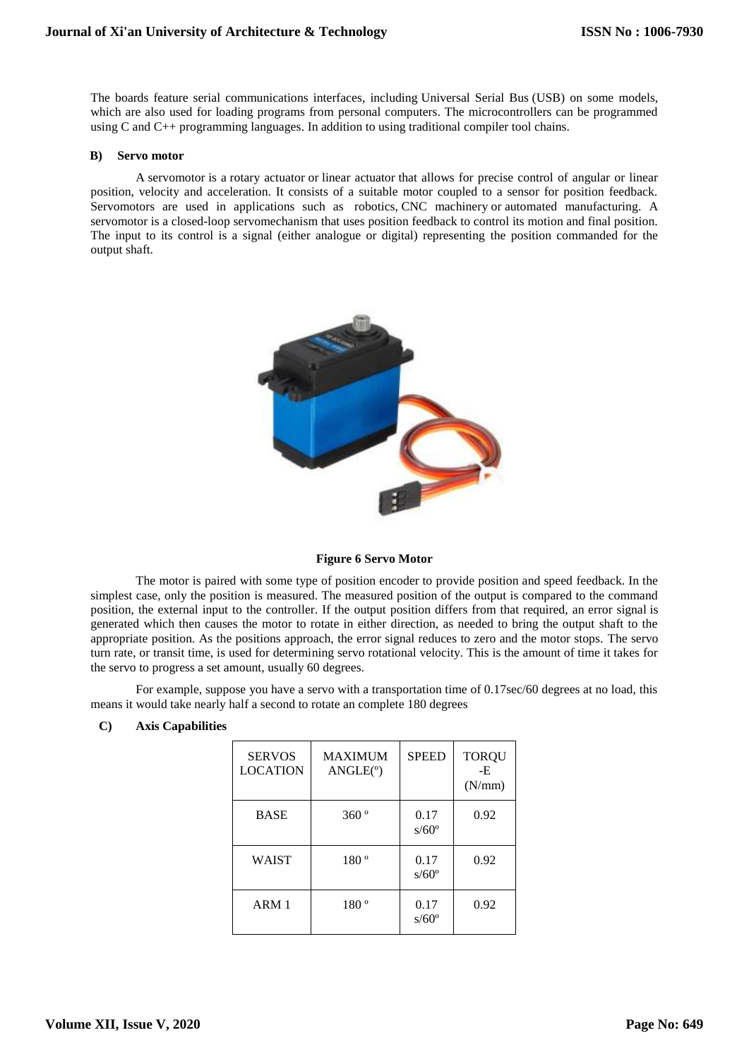The boards feature serial communications interfaces, including Universal Serial Bus (USB) on some models, which are also used for loading programs from personal computers. The microcontrollers can be programmed using C and C++ programming languages. In addition to using traditional compiler tool chains.

### B) Servo motor

A servomotor is a rotary actuator or linear actuator that allows for precise control of angular or linear position, velocity and acceleration. It consists of a suitable motor coupled to a sensor for position feedback. Servomotors are used in applications such as robotics, CNC machinery or automated manufacturing. A servomotor is a closed-loop servomechanism that uses position feedback to control its motion and final position. The input to its control is a signal (either analogue or digital) representing the position commanded for the output shaft.

**Figure 6 Servo Motor**

The motor is paired with some type of position encoder to provide position and speed feedback. In the simplest case, only the position is measured. The measured position of the output is compared to the command position, the external input to the controller. If the output position differs from that required, an error signal is generated which then causes the motor to rotate in either direction, as needed to bring the output shaft to the appropriate position. As the positions approach, the error signal reduces to zero and the motor stops. The servo turn rate, or transit time, is used for determining servo rotational velocity. This is the amount of time it takes for the servo to progress a set amount, usually 60 degrees.

For example, suppose you have a servo with a transportation time of 0.17sec/60 degrees at no load, this means it would take nearly half a second to rotate an complete 180 degrees

### C) Axis Capabilities

| SERVOS LOCATION | MAXIMUM ANGLE(º) | SPEED | TORQUE (N/mm) |
|---|---|---|---|
| BASE | 360 º | 0.17 s/60º | 0.92 |
| WAIST | 180 º | 0.17 s/60º | 0.92 |
| ARM 1 | 180 º | 0.17 s/60º | 0.92 |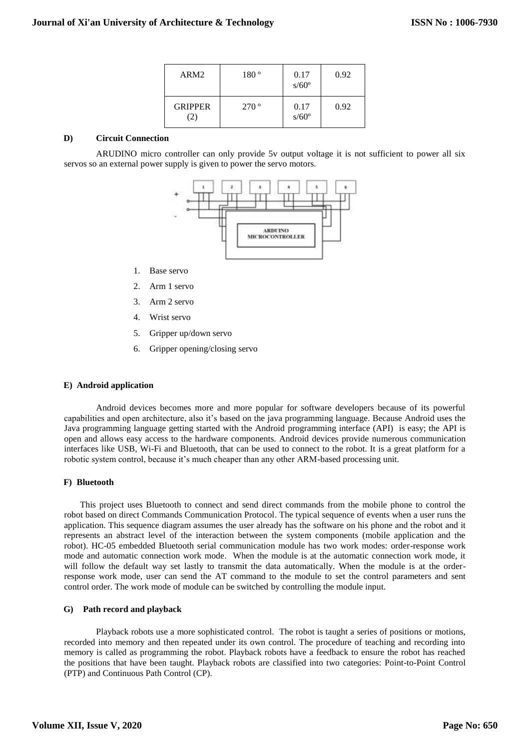| ARM2 | 180 º | 0.17 s/60º | 0.92 |
|---|---|---|---|
| GRIPPER (2) | 270 º | 0.17 s/60º | 0.92 |

**D) Circuit Connection**

ARUDINO micro controller can only provide 5v output voltage it is not sufficient to power all six servos so an external power supply is given to power the servo motors.

1. Base servo
2. Arm 1 servo
3. Arm 2 servo
4. Wrist servo
5. Gripper up/down servo
6. Gripper opening/closing servo

**E) Android application**

Android devices becomes more and more popular for software developers because of its powerful capabilities and open architecture, also it's based on the java programming language. Because Android uses the Java programming language getting started with the Android programming interface (API) is easy; the API is open and allows easy access to the hardware components. Android devices provide numerous communication interfaces like USB, Wi-Fi and Bluetooth, that can be used to connect to the robot. It is a great platform for a robotic system control, because it's much cheaper than any other ARM-based processing unit.

**F) Bluetooth**

This project uses Bluetooth to connect and send direct commands from the mobile phone to control the robot based on direct Commands Communication Protocol. The typical sequence of events when a user runs the application. This sequence diagram assumes the user already has the software on his phone and the robot and it represents an abstract level of the interaction between the system components (mobile application and the robot). HC-05 embedded Bluetooth serial communication module has two work modes: order-response work mode and automatic connection work mode. When the module is at the automatic connection work mode, it will follow the default way set lastly to transmit the data automatically. When the module is at the order-response work mode, user can send the AT command to the module to set the control parameters and sent control order. The work mode of module can be switched by controlling the module input.

**G) Path record and playback**

Playback robots use a more sophisticated control. The robot is taught a series of positions or motions, recorded into memory and then repeated under its own control. The procedure of teaching and recording into memory is called as programming the robot. Playback robots have a feedback to ensure the robot has reached the positions that have been taught. Playback robots are classified into two categories: Point-to-Point Control (PTP) and Continuous Path Control (CP).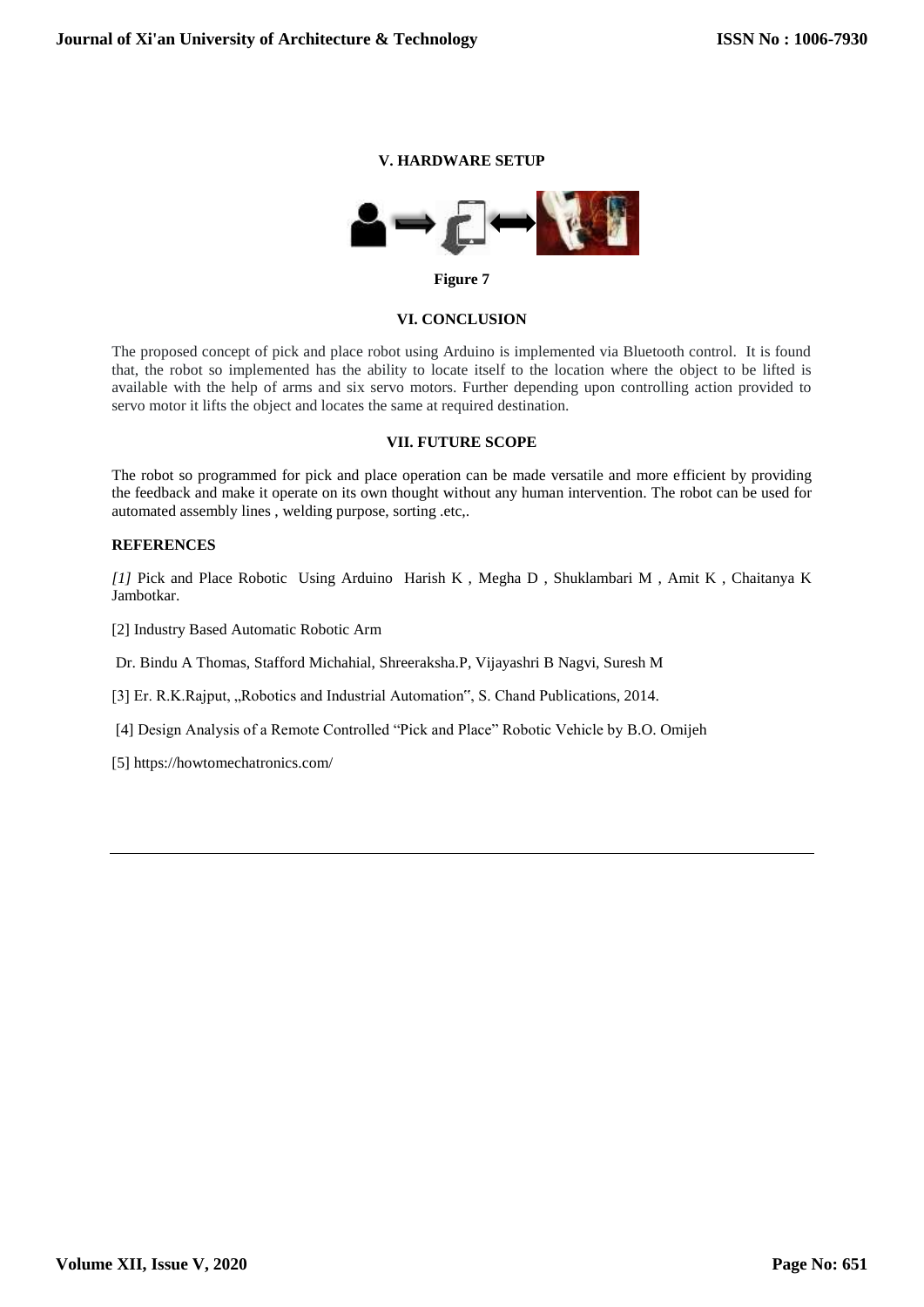## V. HARDWARE SETUP

Figure 7

## VI. CONCLUSION

The proposed concept of pick and place robot using Arduino is implemented via Bluetooth control. It is found that, the robot so implemented has the ability to locate itself to the location where the object to be lifted is available with the help of arms and six servo motors. Further depending upon controlling action provided to servo motor it lifts the object and locates the same at required destination.

## VII. FUTURE SCOPE

The robot so programmed for pick and place operation can be made versatile and more efficient by providing the feedback and make it operate on its own thought without any human intervention. The robot can be used for automated assembly lines , welding purpose, sorting .etc,.

## REFERENCES

*[1]* Pick and Place Robotic Using Arduino Harish K , Megha D , Shuklambari M , Amit K , Chaitanya K Jambotkar.

[2] Industry Based Automatic Robotic Arm

Dr. Bindu A Thomas, Stafford Michahial, Shreeraksha.P, Vijayashri B Nagvi, Suresh M

[3] Er. R.K.Rajput, „Robotics and Industrial Automation", S. Chand Publications, 2014.

[4] Design Analysis of a Remote Controlled "Pick and Place" Robotic Vehicle by B.O. Omijeh

[5] https://howtomechatronics.com/